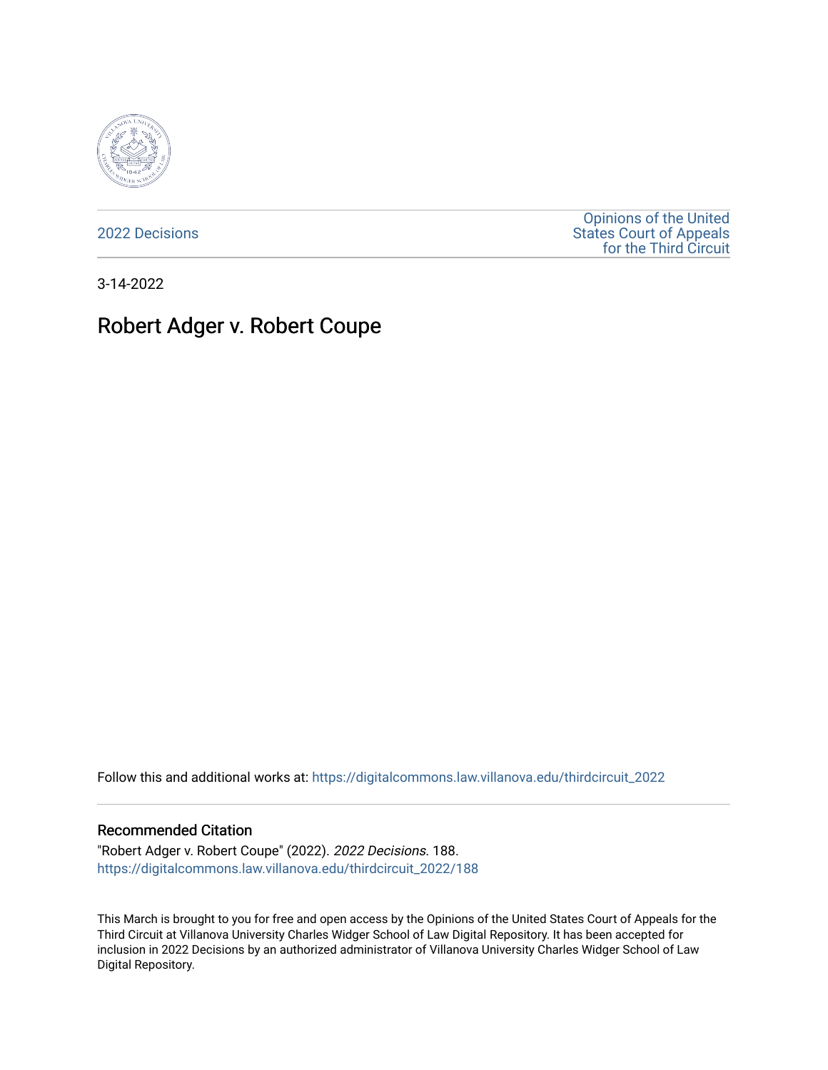2022 Decisions

Opinions of the United States Court of Appeals for the Third Circuit

3-14-2022

# Robert Adger v. Robert Coupe

Follow this and additional works at: https://digitalcommons.law.villanova.edu/thirdcircuit_2022

## Recommended Citation

"Robert Adger v. Robert Coupe" (2022). *2022 Decisions*. 188.
https://digitalcommons.law.villanova.edu/thirdcircuit_2022/188

This March is brought to you for free and open access by the Opinions of the United States Court of Appeals for the Third Circuit at Villanova University Charles Widger School of Law Digital Repository. It has been accepted for inclusion in 2022 Decisions by an authorized administrator of Villanova University Charles Widger School of Law Digital Repository.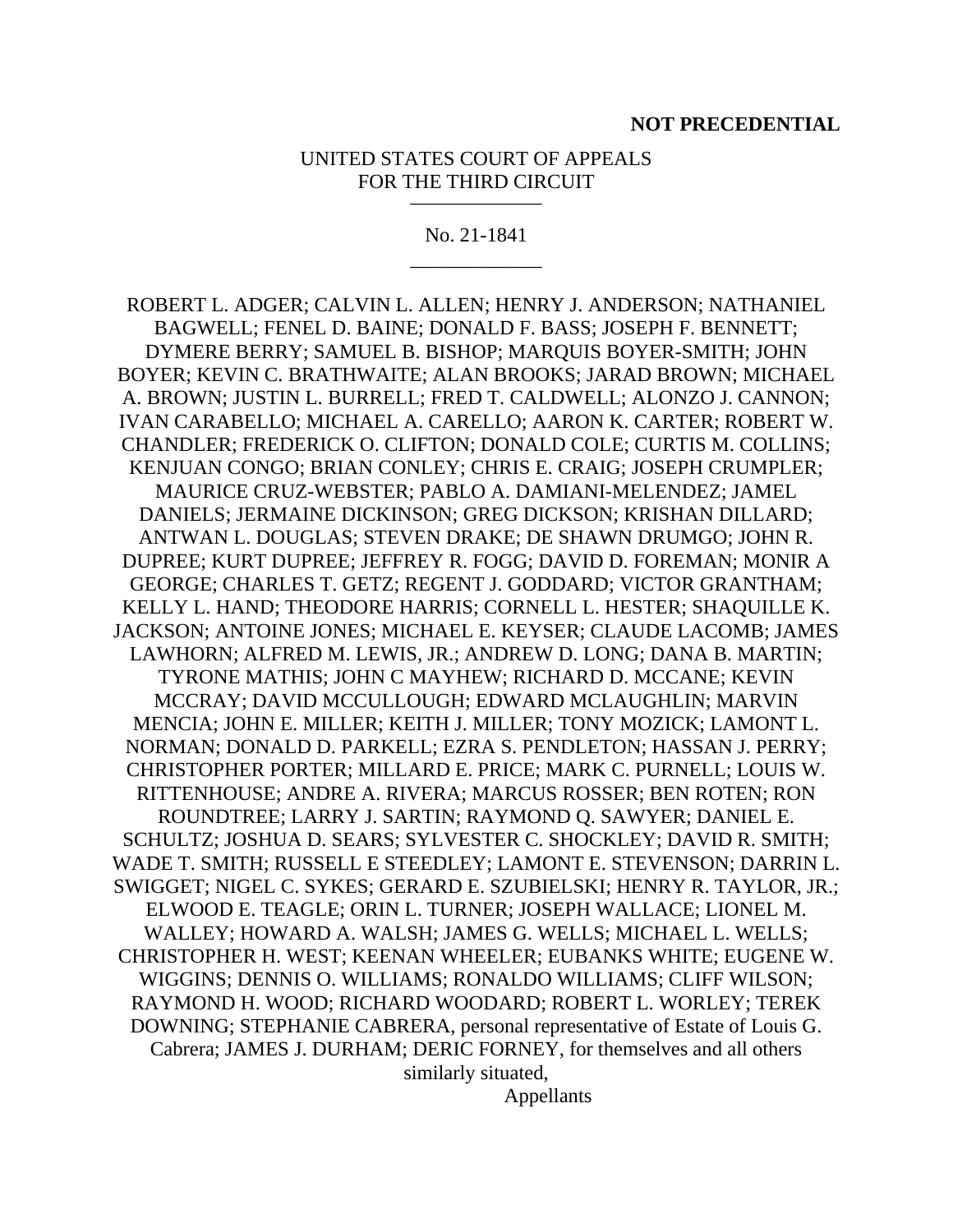**NOT PRECEDENTIAL**

UNITED STATES COURT OF APPEALS
FOR THE THIRD CIRCUIT

\_\_\_\_\_\_\_\_\_\_\_\_\_

No. 21-1841

\_\_\_\_\_\_\_\_\_\_\_\_\_

ROBERT L. ADGER; CALVIN L. ALLEN; HENRY J. ANDERSON; NATHANIEL BAGWELL; FENEL D. BAINE; DONALD F. BASS; JOSEPH F. BENNETT; DYMERE BERRY; SAMUEL B. BISHOP; MARQUIS BOYER-SMITH; JOHN BOYER; KEVIN C. BRATHWAITE; ALAN BROOKS; JARAD BROWN; MICHAEL A. BROWN; JUSTIN L. BURRELL; FRED T. CALDWELL; ALONZO J. CANNON; IVAN CARABELLO; MICHAEL A. CARELLO; AARON K. CARTER; ROBERT W. CHANDLER; FREDERICK O. CLIFTON; DONALD COLE; CURTIS M. COLLINS; KENJUAN CONGO; BRIAN CONLEY; CHRIS E. CRAIG; JOSEPH CRUMPLER; MAURICE CRUZ-WEBSTER; PABLO A. DAMIANI-MELENDEZ; JAMEL DANIELS; JERMAINE DICKINSON; GREG DICKSON; KRISHAN DILLARD; ANTWAN L. DOUGLAS; STEVEN DRAKE; DE SHAWN DRUMGO; JOHN R. DUPREE; KURT DUPREE; JEFFREY R. FOGG; DAVID D. FOREMAN; MONIR A GEORGE; CHARLES T. GETZ; REGENT J. GODDARD; VICTOR GRANTHAM; KELLY L. HAND; THEODORE HARRIS; CORNELL L. HESTER; SHAQUILLE K. JACKSON; ANTOINE JONES; MICHAEL E. KEYSER; CLAUDE LACOMB; JAMES LAWHORN; ALFRED M. LEWIS, JR.; ANDREW D. LONG; DANA B. MARTIN; TYRONE MATHIS; JOHN C MAYHEW; RICHARD D. MCCANE; KEVIN MCCRAY; DAVID MCCULLOUGH; EDWARD MCLAUGHLIN; MARVIN MENCIA; JOHN E. MILLER; KEITH J. MILLER; TONY MOZICK; LAMONT L. NORMAN; DONALD D. PARKELL; EZRA S. PENDLETON; HASSAN J. PERRY; CHRISTOPHER PORTER; MILLARD E. PRICE; MARK C. PURNELL; LOUIS W. RITTENHOUSE; ANDRE A. RIVERA; MARCUS ROSSER; BEN ROTEN; RON ROUNDTREE; LARRY J. SARTIN; RAYMOND Q. SAWYER; DANIEL E. SCHULTZ; JOSHUA D. SEARS; SYLVESTER C. SHOCKLEY; DAVID R. SMITH; WADE T. SMITH; RUSSELL E STEEDLEY; LAMONT E. STEVENSON; DARRIN L. SWIGGET; NIGEL C. SYKES; GERARD E. SZUBIELSKI; HENRY R. TAYLOR, JR.; ELWOOD E. TEAGLE; ORIN L. TURNER; JOSEPH WALLACE; LIONEL M. WALLEY; HOWARD A. WALSH; JAMES G. WELLS; MICHAEL L. WELLS; CHRISTOPHER H. WEST; KEENAN WHEELER; EUBANKS WHITE; EUGENE W. WIGGINS; DENNIS O. WILLIAMS; RONALDO WILLIAMS; CLIFF WILSON; RAYMOND H. WOOD; RICHARD WOODARD; ROBERT L. WORLEY; TEREK DOWNING; STEPHANIE CABRERA, personal representative of Estate of Louis G. Cabrera; JAMES J. DURHAM; DERIC FORNEY, for themselves and all others similarly situated,

Appellants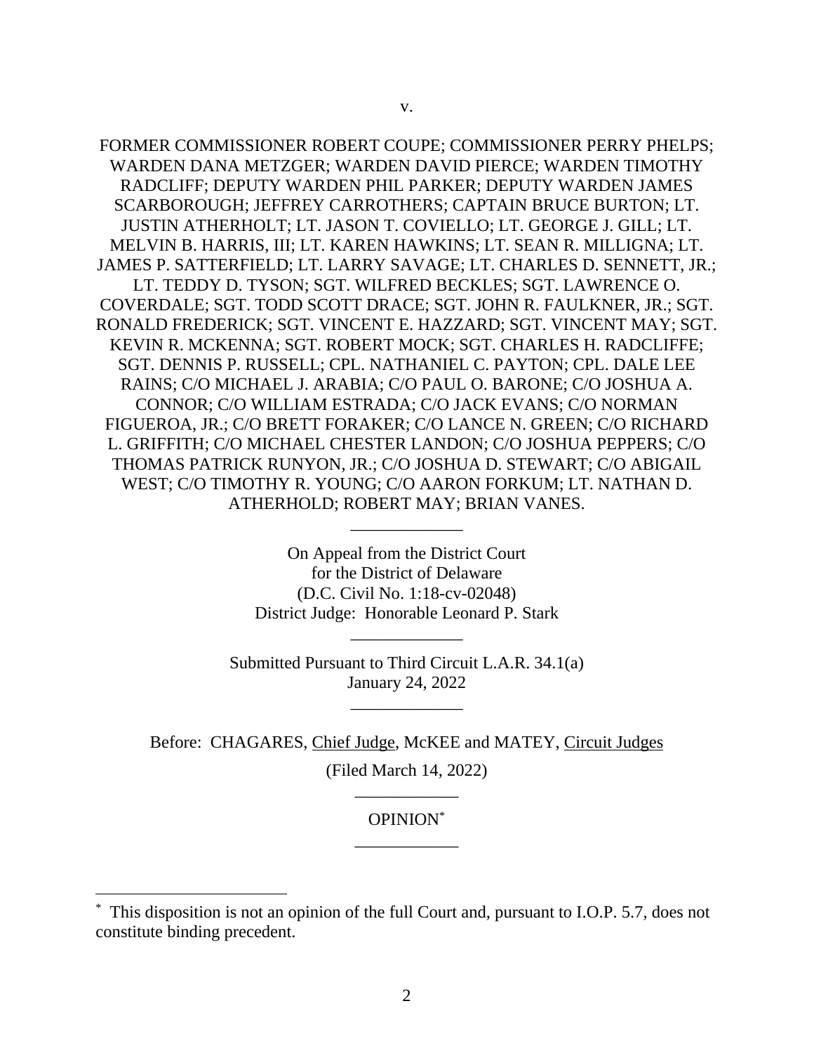v.

FORMER COMMISSIONER ROBERT COUPE; COMMISSIONER PERRY PHELPS; WARDEN DANA METZGER; WARDEN DAVID PIERCE; WARDEN TIMOTHY RADCLIFF; DEPUTY WARDEN PHIL PARKER; DEPUTY WARDEN JAMES SCARBOROUGH; JEFFREY CARROTHERS; CAPTAIN BRUCE BURTON; LT. JUSTIN ATHERHOLT; LT. JASON T. COVIELLO; LT. GEORGE J. GILL; LT. MELVIN B. HARRIS, III; LT. KAREN HAWKINS; LT. SEAN R. MILLIGNA; LT. JAMES P. SATTERFIELD; LT. LARRY SAVAGE; LT. CHARLES D. SENNETT, JR.; LT. TEDDY D. TYSON; SGT. WILFRED BECKLES; SGT. LAWRENCE O. COVERDALE; SGT. TODD SCOTT DRACE; SGT. JOHN R. FAULKNER, JR.; SGT. RONALD FREDERICK; SGT. VINCENT E. HAZZARD; SGT. VINCENT MAY; SGT. KEVIN R. MCKENNA; SGT. ROBERT MOCK; SGT. CHARLES H. RADCLIFFE; SGT. DENNIS P. RUSSELL; CPL. NATHANIEL C. PAYTON; CPL. DALE LEE RAINS; C/O MICHAEL J. ARABIA; C/O PAUL O. BARONE; C/O JOSHUA A. CONNOR; C/O WILLIAM ESTRADA; C/O JACK EVANS; C/O NORMAN FIGUEROA, JR.; C/O BRETT FORAKER; C/O LANCE N. GREEN; C/O RICHARD L. GRIFFITH; C/O MICHAEL CHESTER LANDON; C/O JOSHUA PEPPERS; C/O THOMAS PATRICK RUNYON, JR.; C/O JOSHUA D. STEWART; C/O ABIGAIL WEST; C/O TIMOTHY R. YOUNG; C/O AARON FORKUM; LT. NATHAN D. ATHERHOLD; ROBERT MAY; BRIAN VANES.

---

On Appeal from the District Court
for the District of Delaware
(D.C. Civil No. 1:18-cv-02048)
District Judge: Honorable Leonard P. Stark

---

Submitted Pursuant to Third Circuit L.A.R. 34.1(a)
January 24, 2022

---

Before: CHAGARES, Chief Judge, McKEE and MATEY, Circuit Judges

(Filed March 14, 2022)

---

OPINION*

---

* This disposition is not an opinion of the full Court and, pursuant to I.O.P. 5.7, does not constitute binding precedent.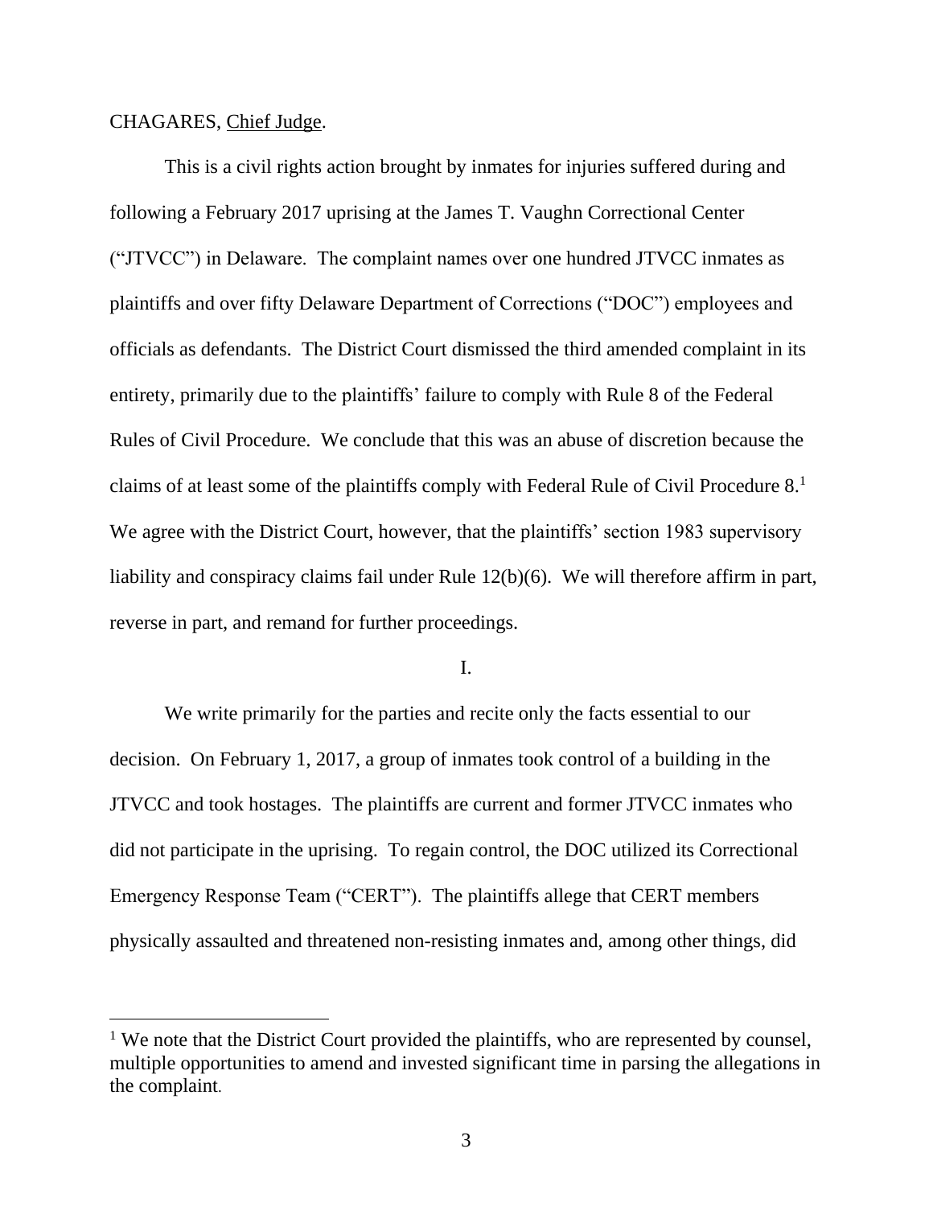CHAGARES, Chief Judge.

This is a civil rights action brought by inmates for injuries suffered during and following a February 2017 uprising at the James T. Vaughn Correctional Center ("JTVCC") in Delaware. The complaint names over one hundred JTVCC inmates as plaintiffs and over fifty Delaware Department of Corrections ("DOC") employees and officials as defendants. The District Court dismissed the third amended complaint in its entirety, primarily due to the plaintiffs' failure to comply with Rule 8 of the Federal Rules of Civil Procedure. We conclude that this was an abuse of discretion because the claims of at least some of the plaintiffs comply with Federal Rule of Civil Procedure 8.[1] We agree with the District Court, however, that the plaintiffs' section 1983 supervisory liability and conspiracy claims fail under Rule 12(b)(6). We will therefore affirm in part, reverse in part, and remand for further proceedings.

I.

We write primarily for the parties and recite only the facts essential to our decision. On February 1, 2017, a group of inmates took control of a building in the JTVCC and took hostages. The plaintiffs are current and former JTVCC inmates who did not participate in the uprising. To regain control, the DOC utilized its Correctional Emergency Response Team ("CERT"). The plaintiffs allege that CERT members physically assaulted and threatened non-resisting inmates and, among other things, did

[1] We note that the District Court provided the plaintiffs, who are represented by counsel, multiple opportunities to amend and invested significant time in parsing the allegations in the complaint.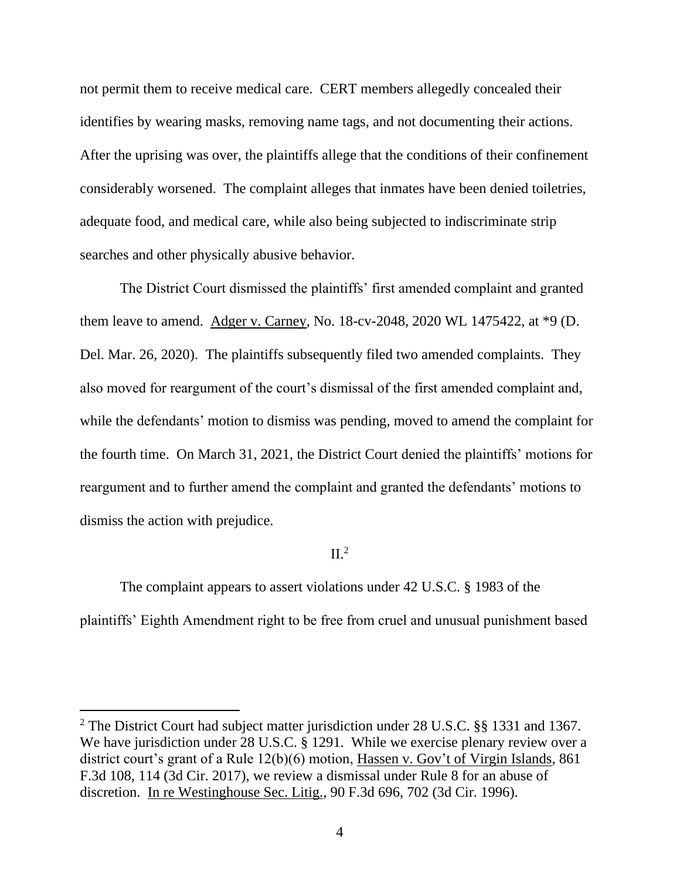not permit them to receive medical care. CERT members allegedly concealed their identifies by wearing masks, removing name tags, and not documenting their actions. After the uprising was over, the plaintiffs allege that the conditions of their confinement considerably worsened. The complaint alleges that inmates have been denied toiletries, adequate food, and medical care, while also being subjected to indiscriminate strip searches and other physically abusive behavior.

The District Court dismissed the plaintiffs' first amended complaint and granted them leave to amend. Adger v. Carney, No. 18-cv-2048, 2020 WL 1475422, at *9 (D. Del. Mar. 26, 2020). The plaintiffs subsequently filed two amended complaints. They also moved for reargument of the court's dismissal of the first amended complaint and, while the defendants' motion to dismiss was pending, moved to amend the complaint for the fourth time. On March 31, 2021, the District Court denied the plaintiffs' motions for reargument and to further amend the complaint and granted the defendants' motions to dismiss the action with prejudice.

## II.[2]

The complaint appears to assert violations under 42 U.S.C. § 1983 of the plaintiffs' Eighth Amendment right to be free from cruel and unusual punishment based

---

[2] The District Court had subject matter jurisdiction under 28 U.S.C. §§ 1331 and 1367. We have jurisdiction under 28 U.S.C. § 1291. While we exercise plenary review over a district court's grant of a Rule 12(b)(6) motion, Hassen v. Gov't of Virgin Islands, 861 F.3d 108, 114 (3d Cir. 2017), we review a dismissal under Rule 8 for an abuse of discretion. In re Westinghouse Sec. Litig., 90 F.3d 696, 702 (3d Cir. 1996).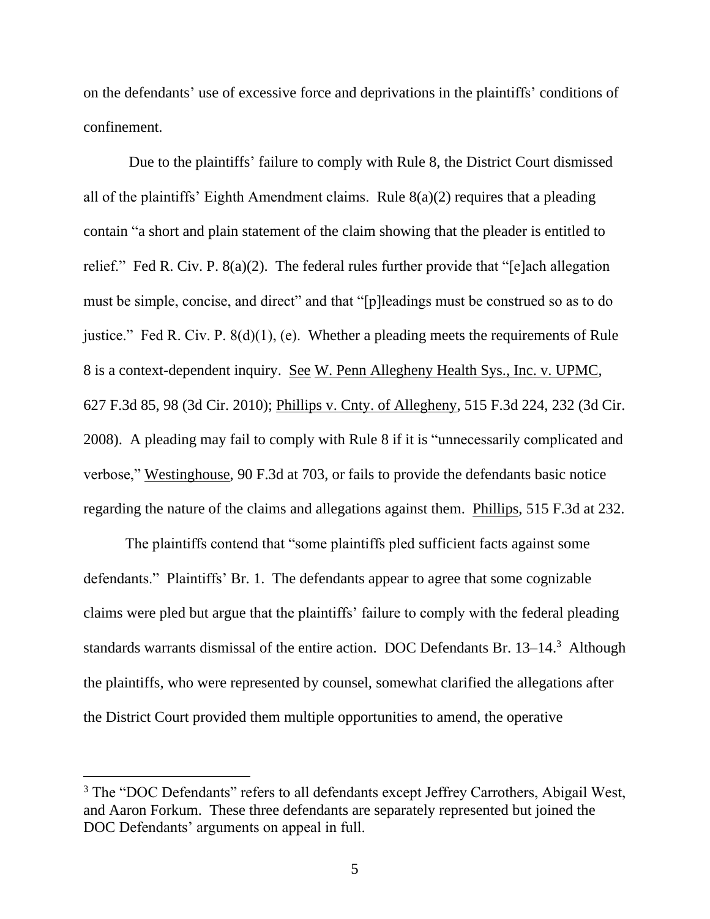on the defendants' use of excessive force and deprivations in the plaintiffs' conditions of confinement.

Due to the plaintiffs' failure to comply with Rule 8, the District Court dismissed all of the plaintiffs' Eighth Amendment claims. Rule 8(a)(2) requires that a pleading contain "a short and plain statement of the claim showing that the pleader is entitled to relief." Fed R. Civ. P. 8(a)(2). The federal rules further provide that "[e]ach allegation must be simple, concise, and direct" and that "[p]leadings must be construed so as to do justice." Fed R. Civ. P. 8(d)(1), (e). Whether a pleading meets the requirements of Rule 8 is a context-dependent inquiry. See W. Penn Allegheny Health Sys., Inc. v. UPMC, 627 F.3d 85, 98 (3d Cir. 2010); Phillips v. Cnty. of Allegheny, 515 F.3d 224, 232 (3d Cir. 2008). A pleading may fail to comply with Rule 8 if it is "unnecessarily complicated and verbose," Westinghouse, 90 F.3d at 703, or fails to provide the defendants basic notice regarding the nature of the claims and allegations against them. Phillips, 515 F.3d at 232.

The plaintiffs contend that "some plaintiffs pled sufficient facts against some defendants." Plaintiffs' Br. 1. The defendants appear to agree that some cognizable claims were pled but argue that the plaintiffs' failure to comply with the federal pleading standards warrants dismissal of the entire action. DOC Defendants Br. 13–14.[3] Although the plaintiffs, who were represented by counsel, somewhat clarified the allegations after the District Court provided them multiple opportunities to amend, the operative

[3] The "DOC Defendants" refers to all defendants except Jeffrey Carrothers, Abigail West, and Aaron Forkum. These three defendants are separately represented but joined the DOC Defendants' arguments on appeal in full.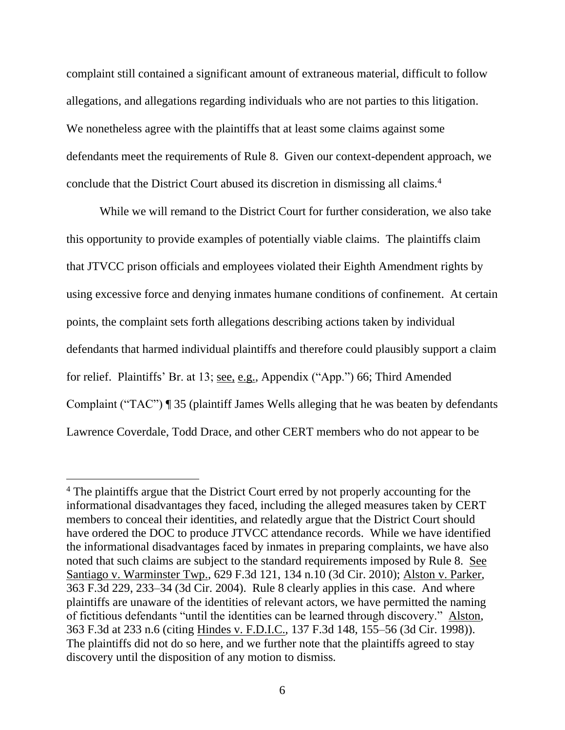complaint still contained a significant amount of extraneous material, difficult to follow allegations, and allegations regarding individuals who are not parties to this litigation. We nonetheless agree with the plaintiffs that at least some claims against some defendants meet the requirements of Rule 8. Given our context-dependent approach, we conclude that the District Court abused its discretion in dismissing all claims.[4]

While we will remand to the District Court for further consideration, we also take this opportunity to provide examples of potentially viable claims. The plaintiffs claim that JTVCC prison officials and employees violated their Eighth Amendment rights by using excessive force and denying inmates humane conditions of confinement. At certain points, the complaint sets forth allegations describing actions taken by individual defendants that harmed individual plaintiffs and therefore could plausibly support a claim for relief. Plaintiffs' Br. at 13; see, e.g., Appendix ("App.") 66; Third Amended Complaint ("TAC") ¶ 35 (plaintiff James Wells alleging that he was beaten by defendants Lawrence Coverdale, Todd Drace, and other CERT members who do not appear to be

---

[4] The plaintiffs argue that the District Court erred by not properly accounting for the informational disadvantages they faced, including the alleged measures taken by CERT members to conceal their identities, and relatedly argue that the District Court should have ordered the DOC to produce JTVCC attendance records. While we have identified the informational disadvantages faced by inmates in preparing complaints, we have also noted that such claims are subject to the standard requirements imposed by Rule 8. See Santiago v. Warminster Twp., 629 F.3d 121, 134 n.10 (3d Cir. 2010); Alston v. Parker, 363 F.3d 229, 233–34 (3d Cir. 2004). Rule 8 clearly applies in this case. And where plaintiffs are unaware of the identities of relevant actors, we have permitted the naming of fictitious defendants "until the identities can be learned through discovery." Alston, 363 F.3d at 233 n.6 (citing Hindes v. F.D.I.C., 137 F.3d 148, 155–56 (3d Cir. 1998)). The plaintiffs did not do so here, and we further note that the plaintiffs agreed to stay discovery until the disposition of any motion to dismiss.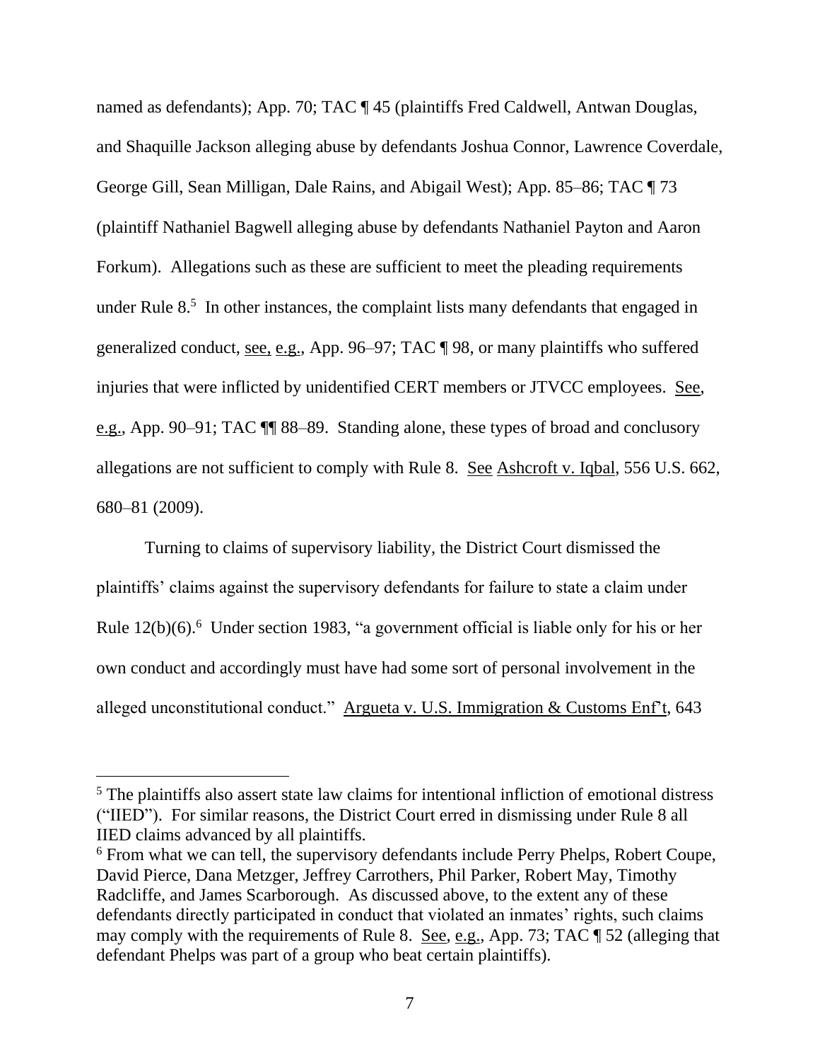named as defendants); App. 70; TAC ¶ 45 (plaintiffs Fred Caldwell, Antwan Douglas, and Shaquille Jackson alleging abuse by defendants Joshua Connor, Lawrence Coverdale, George Gill, Sean Milligan, Dale Rains, and Abigail West); App. 85–86; TAC ¶ 73 (plaintiff Nathaniel Bagwell alleging abuse by defendants Nathaniel Payton and Aaron Forkum). Allegations such as these are sufficient to meet the pleading requirements under Rule 8.[5] In other instances, the complaint lists many defendants that engaged in generalized conduct, see, e.g., App. 96–97; TAC ¶ 98, or many plaintiffs who suffered injuries that were inflicted by unidentified CERT members or JTVCC employees. See, e.g., App. 90–91; TAC ¶¶ 88–89. Standing alone, these types of broad and conclusory allegations are not sufficient to comply with Rule 8. See Ashcroft v. Iqbal, 556 U.S. 662, 680–81 (2009).

Turning to claims of supervisory liability, the District Court dismissed the plaintiffs' claims against the supervisory defendants for failure to state a claim under Rule 12(b)(6).[6] Under section 1983, "a government official is liable only for his or her own conduct and accordingly must have had some sort of personal involvement in the alleged unconstitutional conduct." Argueta v. U.S. Immigration & Customs Enf't, 643

---

[5] The plaintiffs also assert state law claims for intentional infliction of emotional distress ("IIED"). For similar reasons, the District Court erred in dismissing under Rule 8 all IIED claims advanced by all plaintiffs.

[6] From what we can tell, the supervisory defendants include Perry Phelps, Robert Coupe, David Pierce, Dana Metzger, Jeffrey Carrothers, Phil Parker, Robert May, Timothy Radcliffe, and James Scarborough. As discussed above, to the extent any of these defendants directly participated in conduct that violated an inmates' rights, such claims may comply with the requirements of Rule 8. See, e.g., App. 73; TAC ¶ 52 (alleging that defendant Phelps was part of a group who beat certain plaintiffs).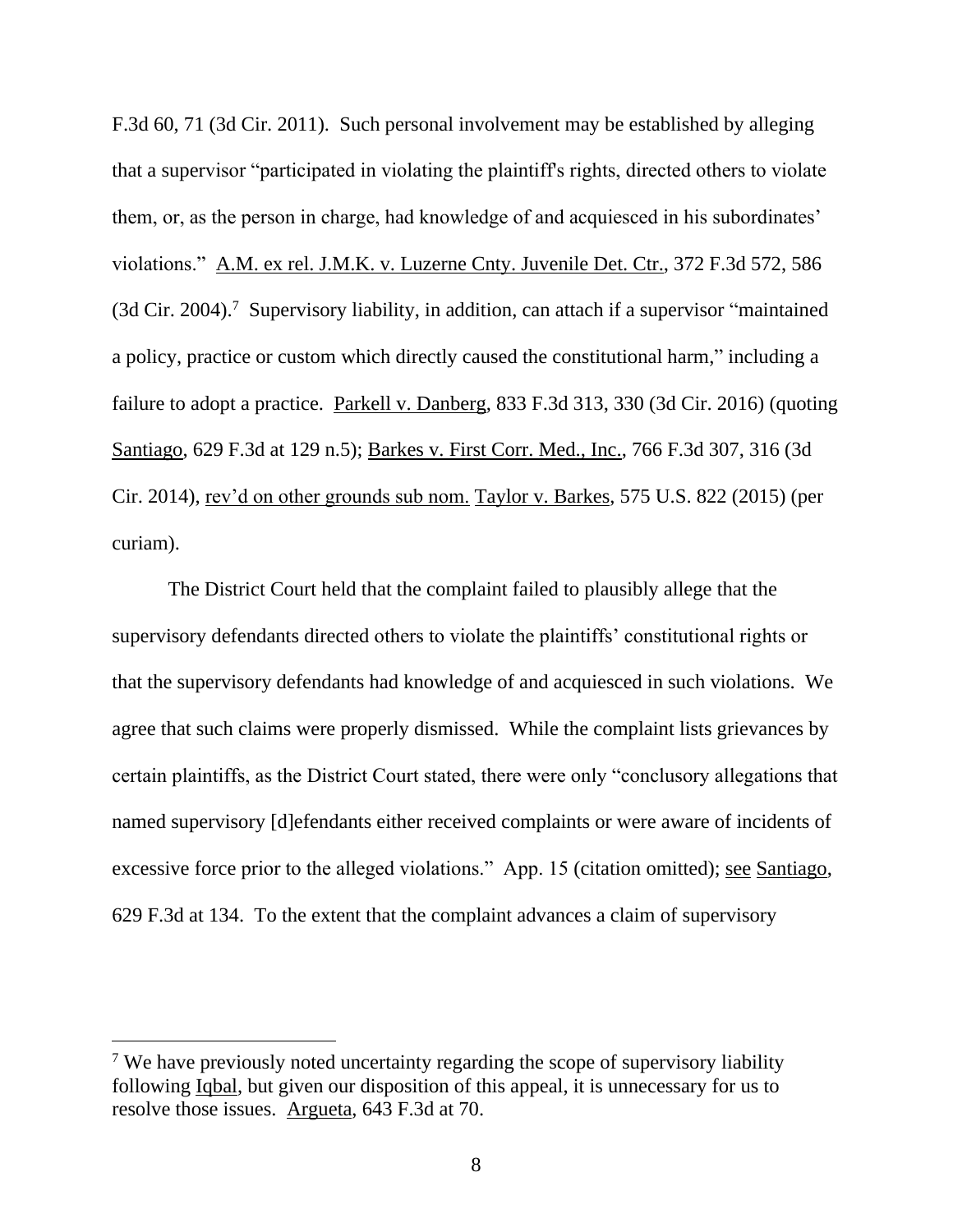F.3d 60, 71 (3d Cir. 2011). Such personal involvement may be established by alleging that a supervisor "participated in violating the plaintiff's rights, directed others to violate them, or, as the person in charge, had knowledge of and acquiesced in his subordinates' violations." A.M. ex rel. J.M.K. v. Luzerne Cnty. Juvenile Det. Ctr., 372 F.3d 572, 586 (3d Cir. 2004).[7] Supervisory liability, in addition, can attach if a supervisor "maintained a policy, practice or custom which directly caused the constitutional harm," including a failure to adopt a practice. Parkell v. Danberg, 833 F.3d 313, 330 (3d Cir. 2016) (quoting Santiago, 629 F.3d at 129 n.5); Barkes v. First Corr. Med., Inc., 766 F.3d 307, 316 (3d Cir. 2014), rev'd on other grounds sub nom. Taylor v. Barkes, 575 U.S. 822 (2015) (per curiam).

The District Court held that the complaint failed to plausibly allege that the supervisory defendants directed others to violate the plaintiffs' constitutional rights or that the supervisory defendants had knowledge of and acquiesced in such violations. We agree that such claims were properly dismissed. While the complaint lists grievances by certain plaintiffs, as the District Court stated, there were only "conclusory allegations that named supervisory [d]efendants either received complaints or were aware of incidents of excessive force prior to the alleged violations." App. 15 (citation omitted); see Santiago, 629 F.3d at 134. To the extent that the complaint advances a claim of supervisory

---

[7] We have previously noted uncertainty regarding the scope of supervisory liability following Iqbal, but given our disposition of this appeal, it is unnecessary for us to resolve those issues. Argueta, 643 F.3d at 70.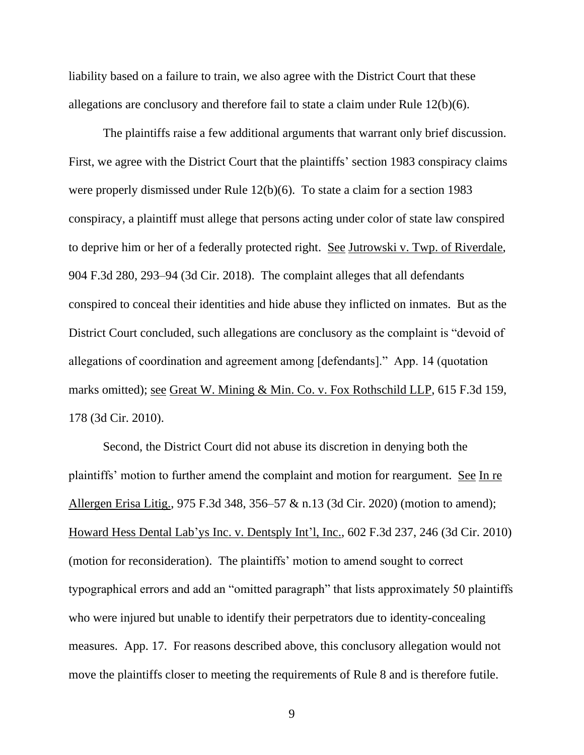liability based on a failure to train, we also agree with the District Court that these allegations are conclusory and therefore fail to state a claim under Rule 12(b)(6).

The plaintiffs raise a few additional arguments that warrant only brief discussion. First, we agree with the District Court that the plaintiffs' section 1983 conspiracy claims were properly dismissed under Rule 12(b)(6). To state a claim for a section 1983 conspiracy, a plaintiff must allege that persons acting under color of state law conspired to deprive him or her of a federally protected right. See Jutrowski v. Twp. of Riverdale, 904 F.3d 280, 293–94 (3d Cir. 2018). The complaint alleges that all defendants conspired to conceal their identities and hide abuse they inflicted on inmates. But as the District Court concluded, such allegations are conclusory as the complaint is "devoid of allegations of coordination and agreement among [defendants]." App. 14 (quotation marks omitted); see Great W. Mining & Min. Co. v. Fox Rothschild LLP, 615 F.3d 159, 178 (3d Cir. 2010).

Second, the District Court did not abuse its discretion in denying both the plaintiffs' motion to further amend the complaint and motion for reargument. See In re Allergen Erisa Litig., 975 F.3d 348, 356–57 & n.13 (3d Cir. 2020) (motion to amend); Howard Hess Dental Lab'ys Inc. v. Dentsply Int'l, Inc., 602 F.3d 237, 246 (3d Cir. 2010) (motion for reconsideration). The plaintiffs' motion to amend sought to correct typographical errors and add an "omitted paragraph" that lists approximately 50 plaintiffs who were injured but unable to identify their perpetrators due to identity-concealing measures. App. 17. For reasons described above, this conclusory allegation would not move the plaintiffs closer to meeting the requirements of Rule 8 and is therefore futile.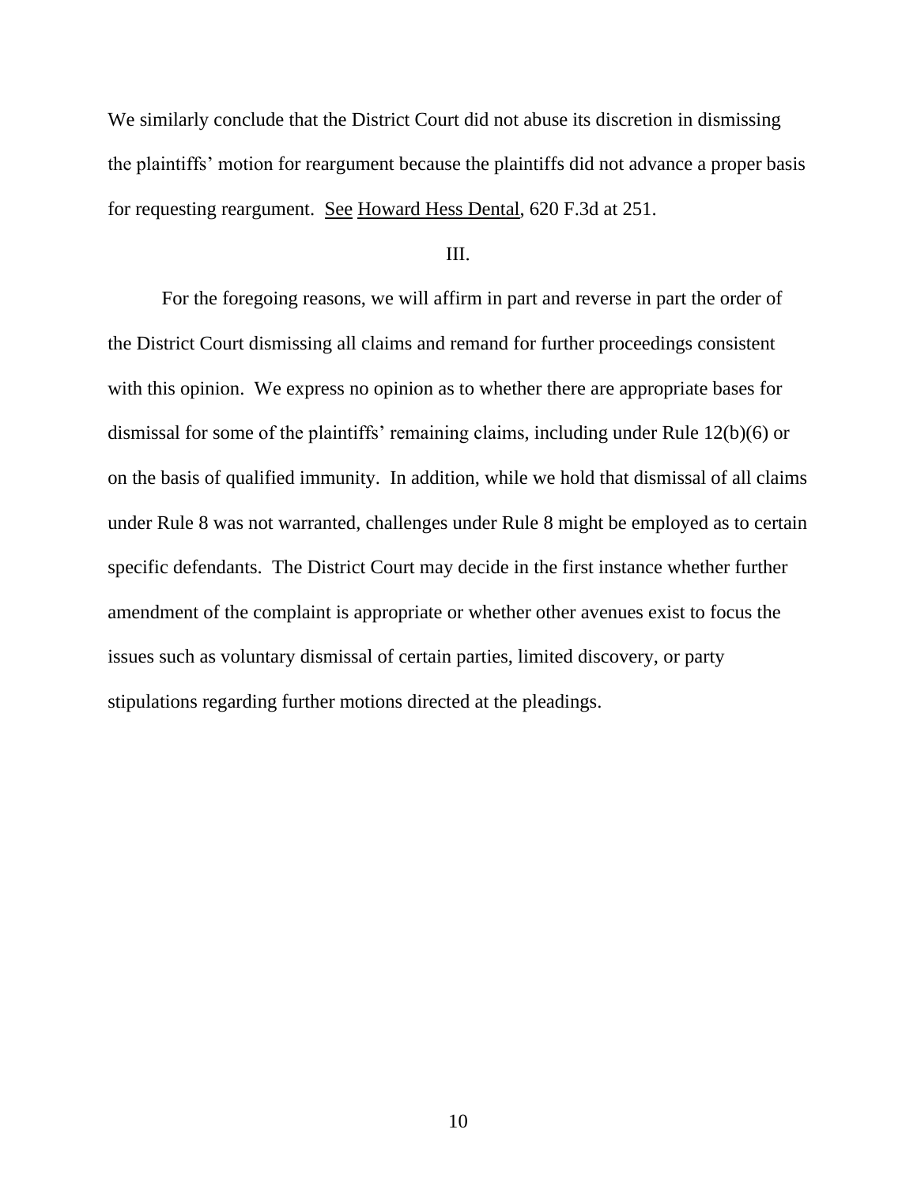We similarly conclude that the District Court did not abuse its discretion in dismissing the plaintiffs' motion for reargument because the plaintiffs did not advance a proper basis for requesting reargument. See Howard Hess Dental, 620 F.3d at 251.

## III.

For the foregoing reasons, we will affirm in part and reverse in part the order of the District Court dismissing all claims and remand for further proceedings consistent with this opinion. We express no opinion as to whether there are appropriate bases for dismissal for some of the plaintiffs' remaining claims, including under Rule 12(b)(6) or on the basis of qualified immunity. In addition, while we hold that dismissal of all claims under Rule 8 was not warranted, challenges under Rule 8 might be employed as to certain specific defendants. The District Court may decide in the first instance whether further amendment of the complaint is appropriate or whether other avenues exist to focus the issues such as voluntary dismissal of certain parties, limited discovery, or party stipulations regarding further motions directed at the pleadings.